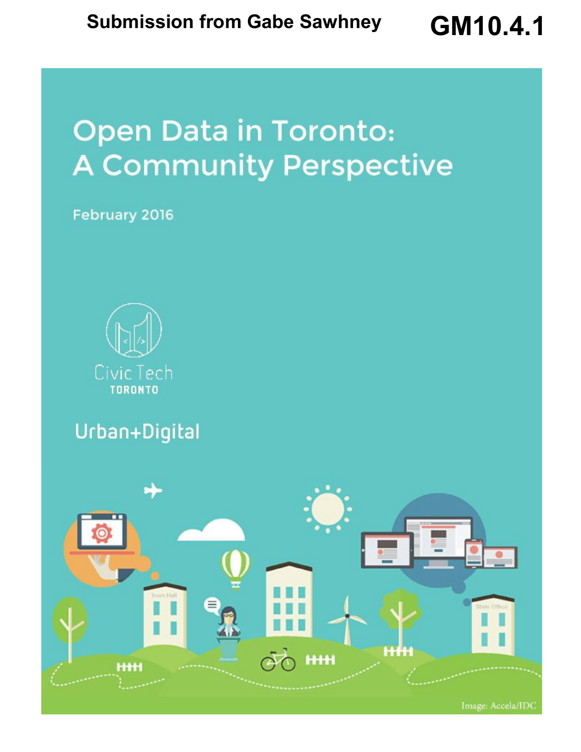**Submission from Gabe Sawhney** **GM10.4.1**

# Open Data in Toronto: A Community Perspective

February 2016

Civic Tech TORONTO

Urban+Digital

Image: Accela/IDC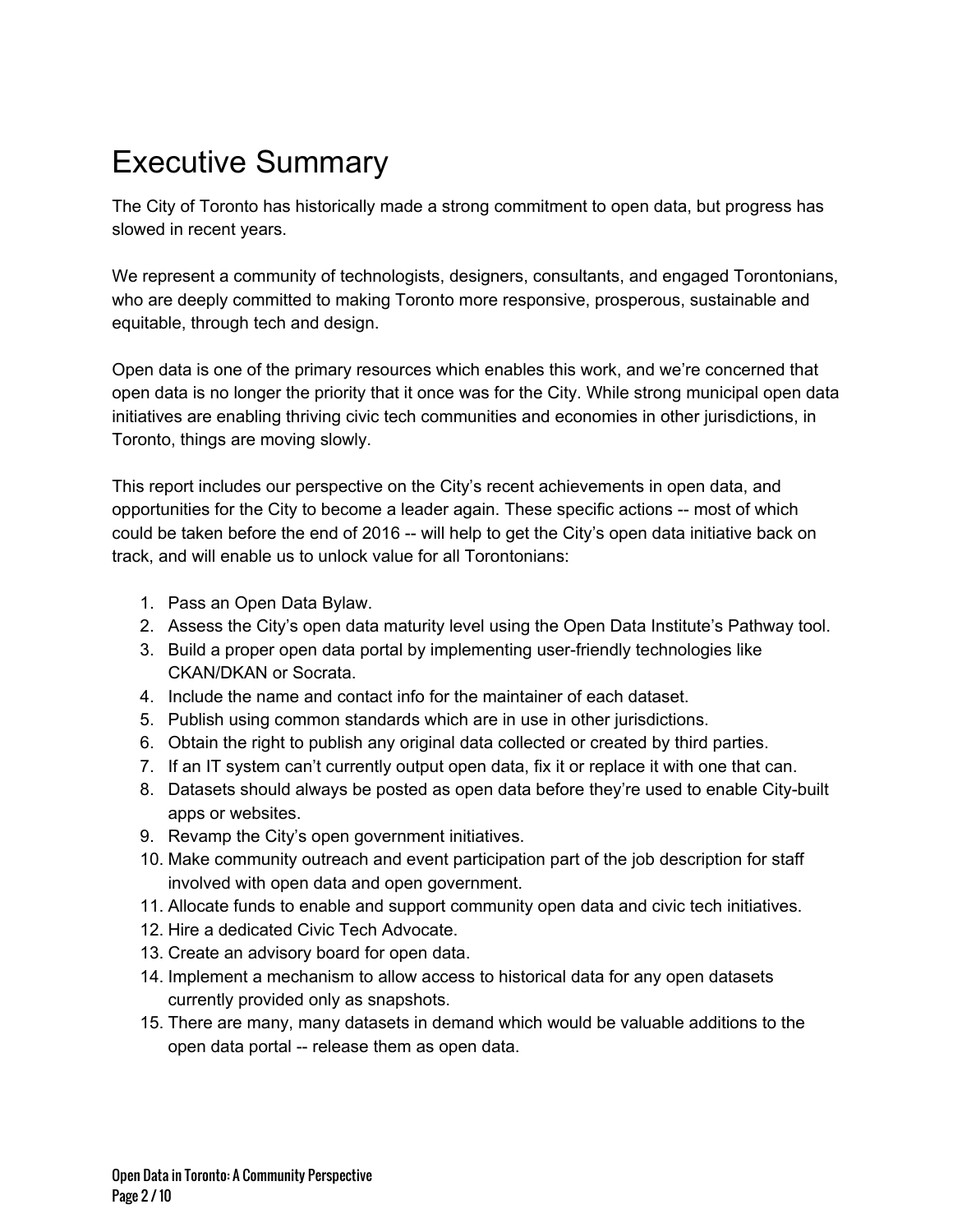# Executive Summary

The City of Toronto has historically made a strong commitment to open data, but progress has slowed in recent years.

We represent a community of technologists, designers, consultants, and engaged Torontonians, who are deeply committed to making Toronto more responsive, prosperous, sustainable and equitable, through tech and design.

Open data is one of the primary resources which enables this work, and we're concerned that open data is no longer the priority that it once was for the City. While strong municipal open data initiatives are enabling thriving civic tech communities and economies in other jurisdictions, in Toronto, things are moving slowly.

This report includes our perspective on the City's recent achievements in open data, and opportunities for the City to become a leader again. These specific actions -- most of which could be taken before the end of 2016 -- will help to get the City's open data initiative back on track, and will enable us to unlock value for all Torontonians:

1. Pass an Open Data Bylaw.
2. Assess the City's open data maturity level using the Open Data Institute's Pathway tool.
3. Build a proper open data portal by implementing user-friendly technologies like CKAN/DKAN or Socrata.
4. Include the name and contact info for the maintainer of each dataset.
5. Publish using common standards which are in use in other jurisdictions.
6. Obtain the right to publish any original data collected or created by third parties.
7. If an IT system can't currently output open data, fix it or replace it with one that can.
8. Datasets should always be posted as open data before they're used to enable City-built apps or websites.
9. Revamp the City's open government initiatives.
10. Make community outreach and event participation part of the job description for staff involved with open data and open government.
11. Allocate funds to enable and support community open data and civic tech initiatives.
12. Hire a dedicated Civic Tech Advocate.
13. Create an advisory board for open data.
14. Implement a mechanism to allow access to historical data for any open datasets currently provided only as snapshots.
15. There are many, many datasets in demand which would be valuable additions to the open data portal -- release them as open data.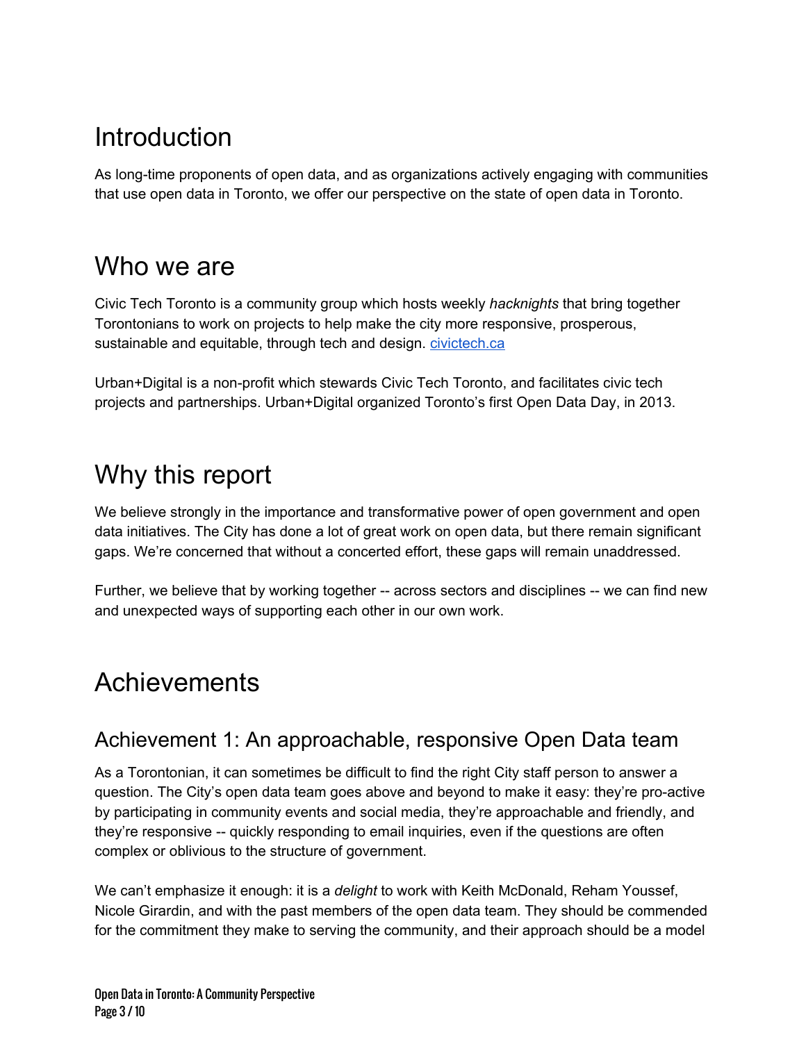# Introduction

As long-time proponents of open data, and as organizations actively engaging with communities that use open data in Toronto, we offer our perspective on the state of open data in Toronto.

# Who we are

Civic Tech Toronto is a community group which hosts weekly *hacknights* that bring together Torontonians to work on projects to help make the city more responsive, prosperous, sustainable and equitable, through tech and design. [civictech.ca](civictech.ca)

Urban+Digital is a non-profit which stewards Civic Tech Toronto, and facilitates civic tech projects and partnerships. Urban+Digital organized Toronto's first Open Data Day, in 2013.

# Why this report

We believe strongly in the importance and transformative power of open government and open data initiatives. The City has done a lot of great work on open data, but there remain significant gaps. We're concerned that without a concerted effort, these gaps will remain unaddressed.

Further, we believe that by working together -- across sectors and disciplines -- we can find new and unexpected ways of supporting each other in our own work.

# Achievements

## Achievement 1: An approachable, responsive Open Data team

As a Torontonian, it can sometimes be difficult to find the right City staff person to answer a question. The City's open data team goes above and beyond to make it easy: they're pro-active by participating in community events and social media, they're approachable and friendly, and they're responsive -- quickly responding to email inquiries, even if the questions are often complex or oblivious to the structure of government.

We can't emphasize it enough: it is a *delight* to work with Keith McDonald, Reham Youssef, Nicole Girardin, and with the past members of the open data team. They should be commended for the commitment they make to serving the community, and their approach should be a model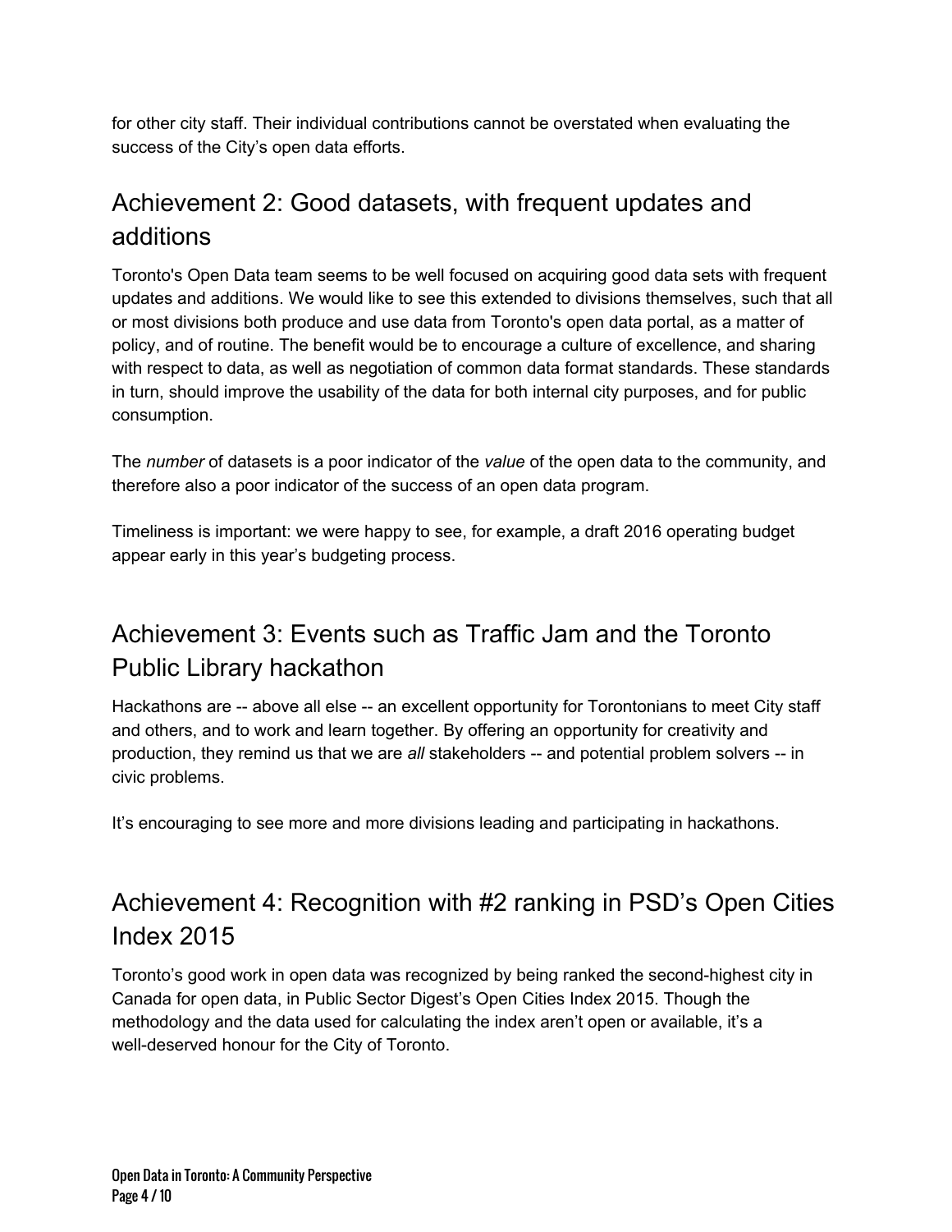for other city staff. Their individual contributions cannot be overstated when evaluating the success of the City's open data efforts.

## Achievement 2: Good datasets, with frequent updates and additions

Toronto's Open Data team seems to be well focused on acquiring good data sets with frequent updates and additions. We would like to see this extended to divisions themselves, such that all or most divisions both produce and use data from Toronto's open data portal, as a matter of policy, and of routine. The benefit would be to encourage a culture of excellence, and sharing with respect to data, as well as negotiation of common data format standards. These standards in turn, should improve the usability of the data for both internal city purposes, and for public consumption.

The *number* of datasets is a poor indicator of the *value* of the open data to the community, and therefore also a poor indicator of the success of an open data program.

Timeliness is important: we were happy to see, for example, a draft 2016 operating budget appear early in this year's budgeting process.

## Achievement 3: Events such as Traffic Jam and the Toronto Public Library hackathon

Hackathons are -- above all else -- an excellent opportunity for Torontonians to meet City staff and others, and to work and learn together. By offering an opportunity for creativity and production, they remind us that we are *all* stakeholders -- and potential problem solvers -- in civic problems.

It's encouraging to see more and more divisions leading and participating in hackathons.

## Achievement 4: Recognition with #2 ranking in PSD's Open Cities Index 2015

Toronto's good work in open data was recognized by being ranked the second-highest city in Canada for open data, in Public Sector Digest's Open Cities Index 2015. Though the methodology and the data used for calculating the index aren't open or available, it's a well-deserved honour for the City of Toronto.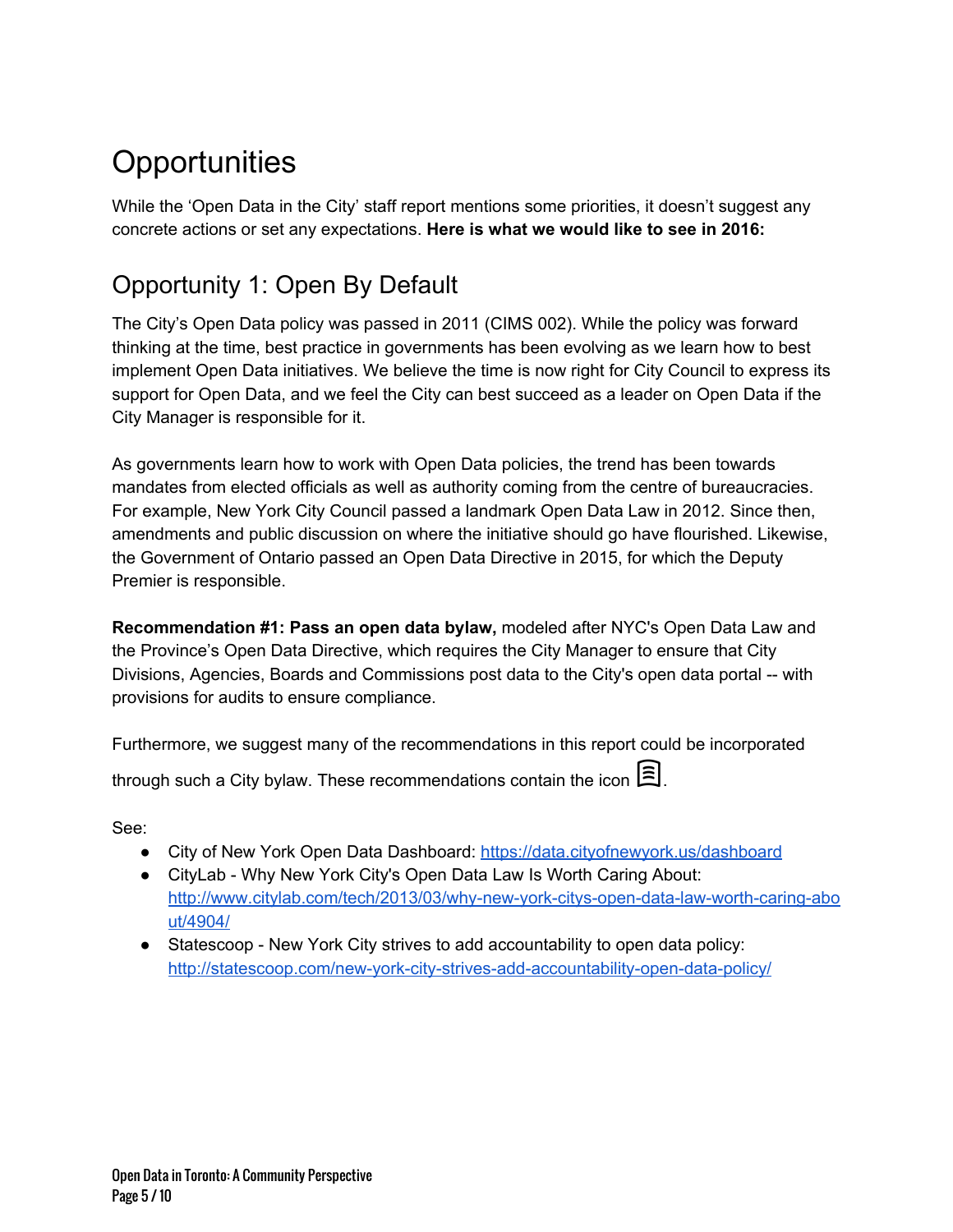# Opportunities

While the 'Open Data in the City' staff report mentions some priorities, it doesn't suggest any concrete actions or set any expectations. **Here is what we would like to see in 2016:**

## Opportunity 1: Open By Default

The City's Open Data policy was passed in 2011 (CIMS 002). While the policy was forward thinking at the time, best practice in governments has been evolving as we learn how to best implement Open Data initiatives. We believe the time is now right for City Council to express its support for Open Data, and we feel the City can best succeed as a leader on Open Data if the City Manager is responsible for it.

As governments learn how to work with Open Data policies, the trend has been towards mandates from elected officials as well as authority coming from the centre of bureaucracies. For example, New York City Council passed a landmark Open Data Law in 2012. Since then, amendments and public discussion on where the initiative should go have flourished. Likewise, the Government of Ontario passed an Open Data Directive in 2015, for which the Deputy Premier is responsible.

**Recommendation #1: Pass an open data bylaw,** modeled after NYC's Open Data Law and the Province's Open Data Directive, which requires the City Manager to ensure that City Divisions, Agencies, Boards and Commissions post data to the City's open data portal -- with provisions for audits to ensure compliance.

Furthermore, we suggest many of the recommendations in this report could be incorporated through such a City bylaw. These recommendations contain the icon 📄.

See:

- City of New York Open Data Dashboard: https://data.cityofnewyork.us/dashboard
- CityLab - Why New York City's Open Data Law Is Worth Caring About: http://www.citylab.com/tech/2013/03/why-new-york-citys-open-data-law-worth-caring-about/4904/
- Statescoop - New York City strives to add accountability to open data policy: http://statescoop.com/new-york-city-strives-add-accountability-open-data-policy/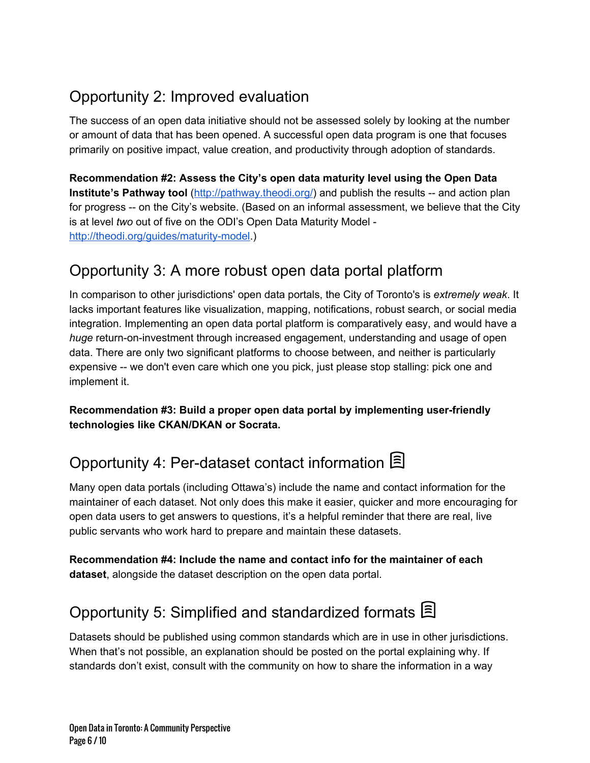## Opportunity 2: Improved evaluation

The success of an open data initiative should not be assessed solely by looking at the number or amount of data that has been opened. A successful open data program is one that focuses primarily on positive impact, value creation, and productivity through adoption of standards.

**Recommendation #2: Assess the City's open data maturity level using the Open Data Institute's Pathway tool** (http://pathway.theodi.org/) and publish the results -- and action plan for progress -- on the City's website. (Based on an informal assessment, we believe that the City is at level *two* out of five on the ODI's Open Data Maturity Model - http://theodi.org/guides/maturity-model.)

## Opportunity 3: A more robust open data portal platform

In comparison to other jurisdictions' open data portals, the City of Toronto's is *extremely weak*. It lacks important features like visualization, mapping, notifications, robust search, or social media integration. Implementing an open data portal platform is comparatively easy, and would have a *huge* return-on-investment through increased engagement, understanding and usage of open data. There are only two significant platforms to choose between, and neither is particularly expensive -- we don't even care which one you pick, just please stop stalling: pick one and implement it.

**Recommendation #3: Build a proper open data portal by implementing user-friendly technologies like CKAN/DKAN or Socrata.**

## Opportunity 4: Per-dataset contact information

Many open data portals (including Ottawa's) include the name and contact information for the maintainer of each dataset. Not only does this make it easier, quicker and more encouraging for open data users to get answers to questions, it's a helpful reminder that there are real, live public servants who work hard to prepare and maintain these datasets.

**Recommendation #4: Include the name and contact info for the maintainer of each dataset**, alongside the dataset description on the open data portal.

## Opportunity 5: Simplified and standardized formats

Datasets should be published using common standards which are in use in other jurisdictions. When that's not possible, an explanation should be posted on the portal explaining why. If standards don't exist, consult with the community on how to share the information in a way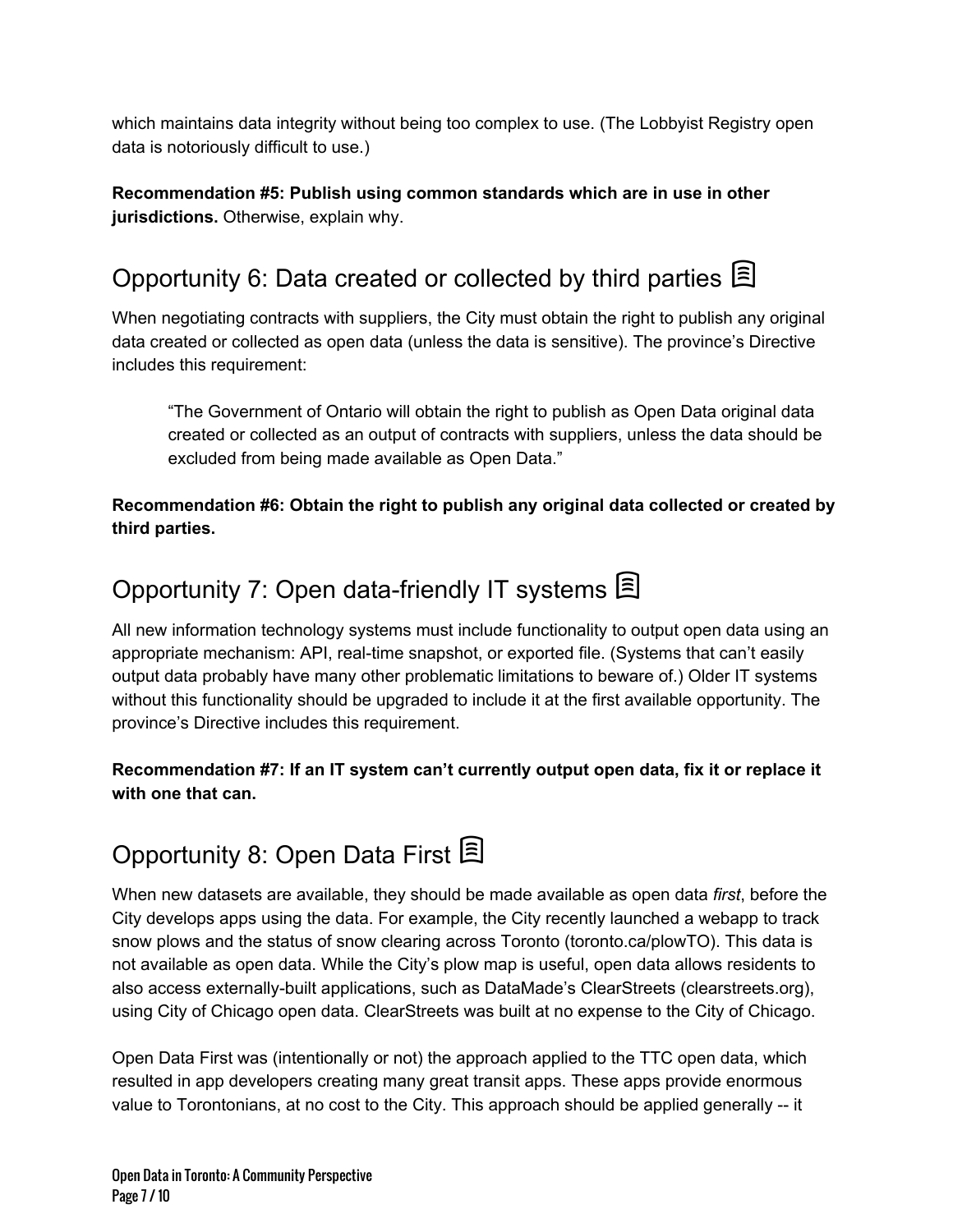which maintains data integrity without being too complex to use. (The Lobbyist Registry open data is notoriously difficult to use.)

**Recommendation #5: Publish using common standards which are in use in other jurisdictions.** Otherwise, explain why.

## Opportunity 6: Data created or collected by third parties

When negotiating contracts with suppliers, the City must obtain the right to publish any original data created or collected as open data (unless the data is sensitive). The province's Directive includes this requirement:

> "The Government of Ontario will obtain the right to publish as Open Data original data created or collected as an output of contracts with suppliers, unless the data should be excluded from being made available as Open Data."

**Recommendation #6: Obtain the right to publish any original data collected or created by third parties.**

## Opportunity 7: Open data-friendly IT systems

All new information technology systems must include functionality to output open data using an appropriate mechanism: API, real-time snapshot, or exported file. (Systems that can't easily output data probably have many other problematic limitations to beware of.) Older IT systems without this functionality should be upgraded to include it at the first available opportunity. The province's Directive includes this requirement.

**Recommendation #7: If an IT system can't currently output open data, fix it or replace it with one that can.**

## Opportunity 8: Open Data First

When new datasets are available, they should be made available as open data *first*, before the City develops apps using the data. For example, the City recently launched a webapp to track snow plows and the status of snow clearing across Toronto (toronto.ca/plowTO). This data is not available as open data. While the City's plow map is useful, open data allows residents to also access externally-built applications, such as DataMade's ClearStreets (clearstreets.org), using City of Chicago open data. ClearStreets was built at no expense to the City of Chicago.

Open Data First was (intentionally or not) the approach applied to the TTC open data, which resulted in app developers creating many great transit apps. These apps provide enormous value to Torontonians, at no cost to the City. This approach should be applied generally -- it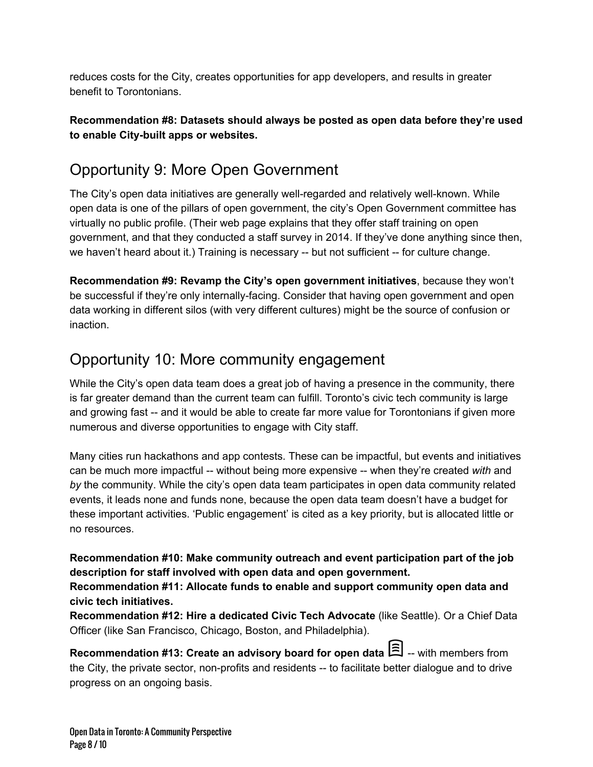reduces costs for the City, creates opportunities for app developers, and results in greater benefit to Torontonians.

**Recommendation #8: Datasets should always be posted as open data before they're used to enable City-built apps or websites.**

## Opportunity 9: More Open Government

The City's open data initiatives are generally well-regarded and relatively well-known. While open data is one of the pillars of open government, the city's Open Government committee has virtually no public profile. (Their web page explains that they offer staff training on open government, and that they conducted a staff survey in 2014. If they've done anything since then, we haven't heard about it.) Training is necessary -- but not sufficient -- for culture change.

**Recommendation #9: Revamp the City's open government initiatives**, because they won't be successful if they're only internally-facing. Consider that having open government and open data working in different silos (with very different cultures) might be the source of confusion or inaction.

## Opportunity 10: More community engagement

While the City's open data team does a great job of having a presence in the community, there is far greater demand than the current team can fulfill. Toronto's civic tech community is large and growing fast -- and it would be able to create far more value for Torontonians if given more numerous and diverse opportunities to engage with City staff.

Many cities run hackathons and app contests. These can be impactful, but events and initiatives can be much more impactful -- without being more expensive -- when they're created *with* and *by* the community. While the city's open data team participates in open data community related events, it leads none and funds none, because the open data team doesn't have a budget for these important activities. 'Public engagement' is cited as a key priority, but is allocated little or no resources.

**Recommendation #10: Make community outreach and event participation part of the job description for staff involved with open data and open government.**
**Recommendation #11: Allocate funds to enable and support community open data and civic tech initiatives.**
**Recommendation #12: Hire a dedicated Civic Tech Advocate** (like Seattle). Or a Chief Data Officer (like San Francisco, Chicago, Boston, and Philadelphia).

**Recommendation #13: Create an advisory board for open data** -- with members from the City, the private sector, non-profits and residents -- to facilitate better dialogue and to drive progress on an ongoing basis.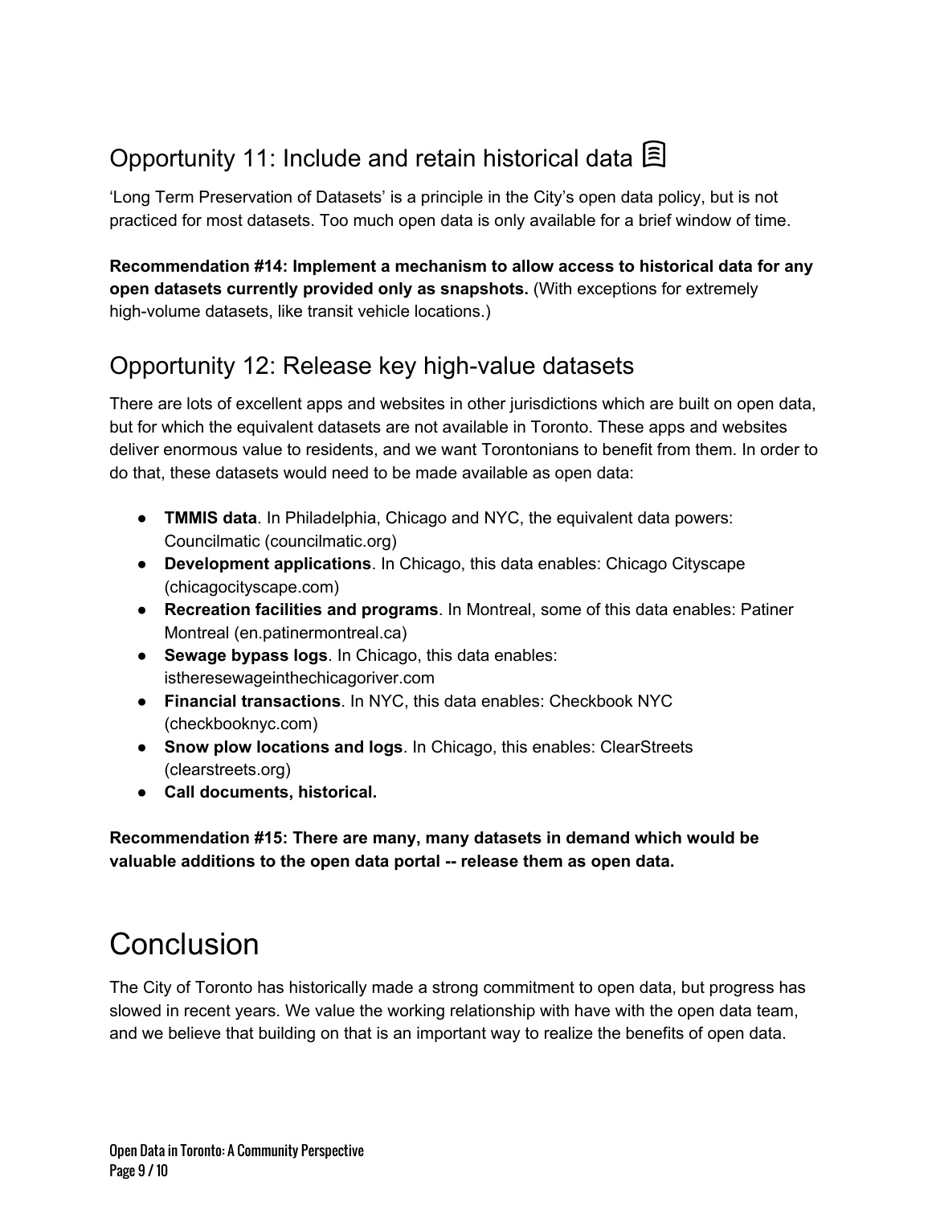## Opportunity 11: Include and retain historical data

'Long Term Preservation of Datasets' is a principle in the City's open data policy, but is not practiced for most datasets. Too much open data is only available for a brief window of time.

**Recommendation #14: Implement a mechanism to allow access to historical data for any open datasets currently provided only as snapshots.** (With exceptions for extremely high-volume datasets, like transit vehicle locations.)

## Opportunity 12: Release key high-value datasets

There are lots of excellent apps and websites in other jurisdictions which are built on open data, but for which the equivalent datasets are not available in Toronto. These apps and websites deliver enormous value to residents, and we want Torontonians to benefit from them. In order to do that, these datasets would need to be made available as open data:

- **TMMIS data**. In Philadelphia, Chicago and NYC, the equivalent data powers: Councilmatic (councilmatic.org)
- **Development applications**. In Chicago, this data enables: Chicago Cityscape (chicagocityscape.com)
- **Recreation facilities and programs**. In Montreal, some of this data enables: Patiner Montreal (en.patinermontreal.ca)
- **Sewage bypass logs**. In Chicago, this data enables: istheresewageinthechicagoriver.com
- **Financial transactions**. In NYC, this data enables: Checkbook NYC (checkbooknyc.com)
- **Snow plow locations and logs**. In Chicago, this enables: ClearStreets (clearstreets.org)
- **Call documents, historical.**

**Recommendation #15: There are many, many datasets in demand which would be valuable additions to the open data portal -- release them as open data.**

# Conclusion

The City of Toronto has historically made a strong commitment to open data, but progress has slowed in recent years. We value the working relationship with have with the open data team, and we believe that building on that is an important way to realize the benefits of open data.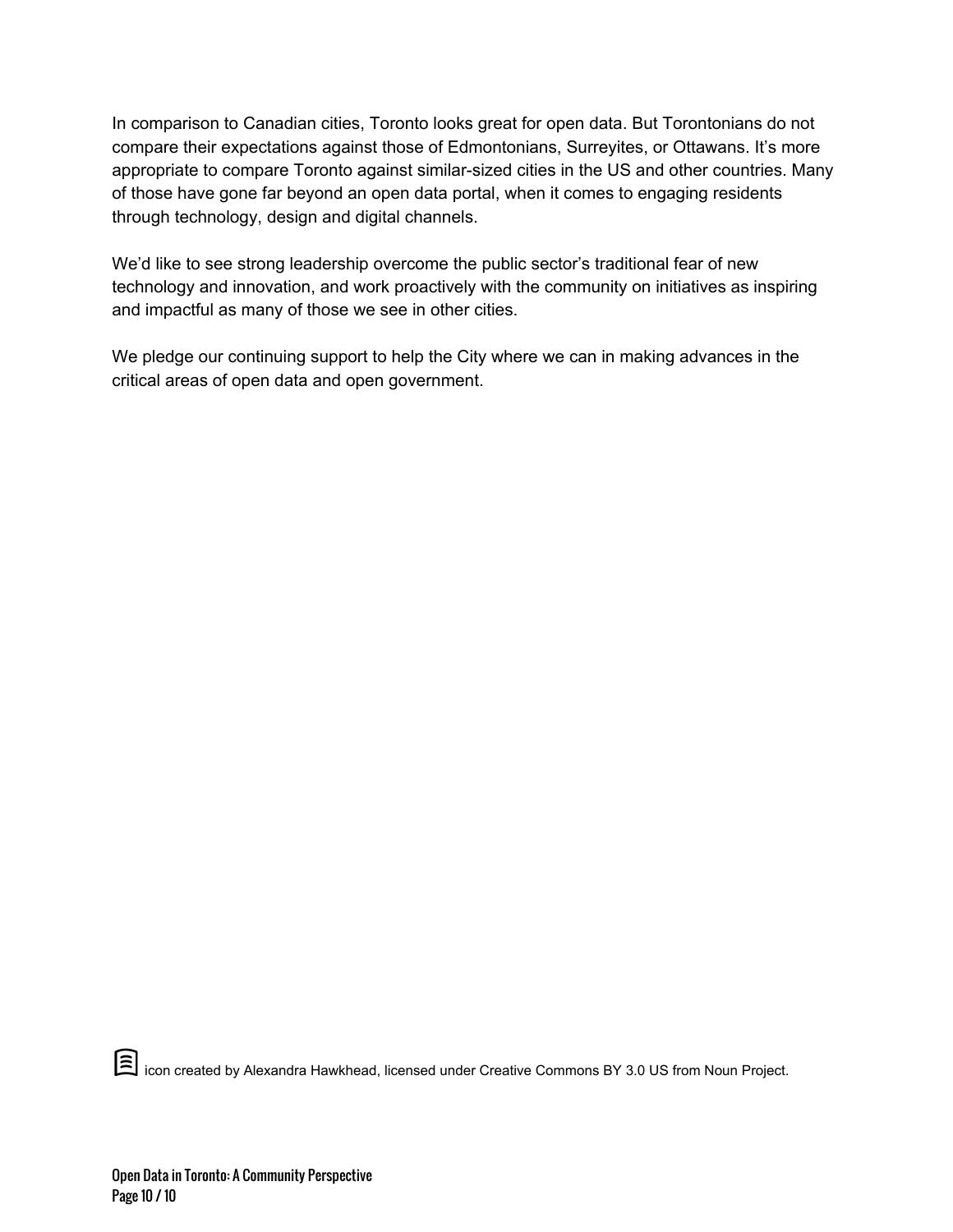In comparison to Canadian cities, Toronto looks great for open data. But Torontonians do not compare their expectations against those of Edmontonians, Surreyites, or Ottawans. It's more appropriate to compare Toronto against similar-sized cities in the US and other countries. Many of those have gone far beyond an open data portal, when it comes to engaging residents through technology, design and digital channels.

We'd like to see strong leadership overcome the public sector's traditional fear of new technology and innovation, and work proactively with the community on initiatives as inspiring and impactful as many of those we see in other cities.

We pledge our continuing support to help the City where we can in making advances in the critical areas of open data and open government.

icon created by Alexandra Hawkhead, licensed under Creative Commons BY 3.0 US from Noun Project.